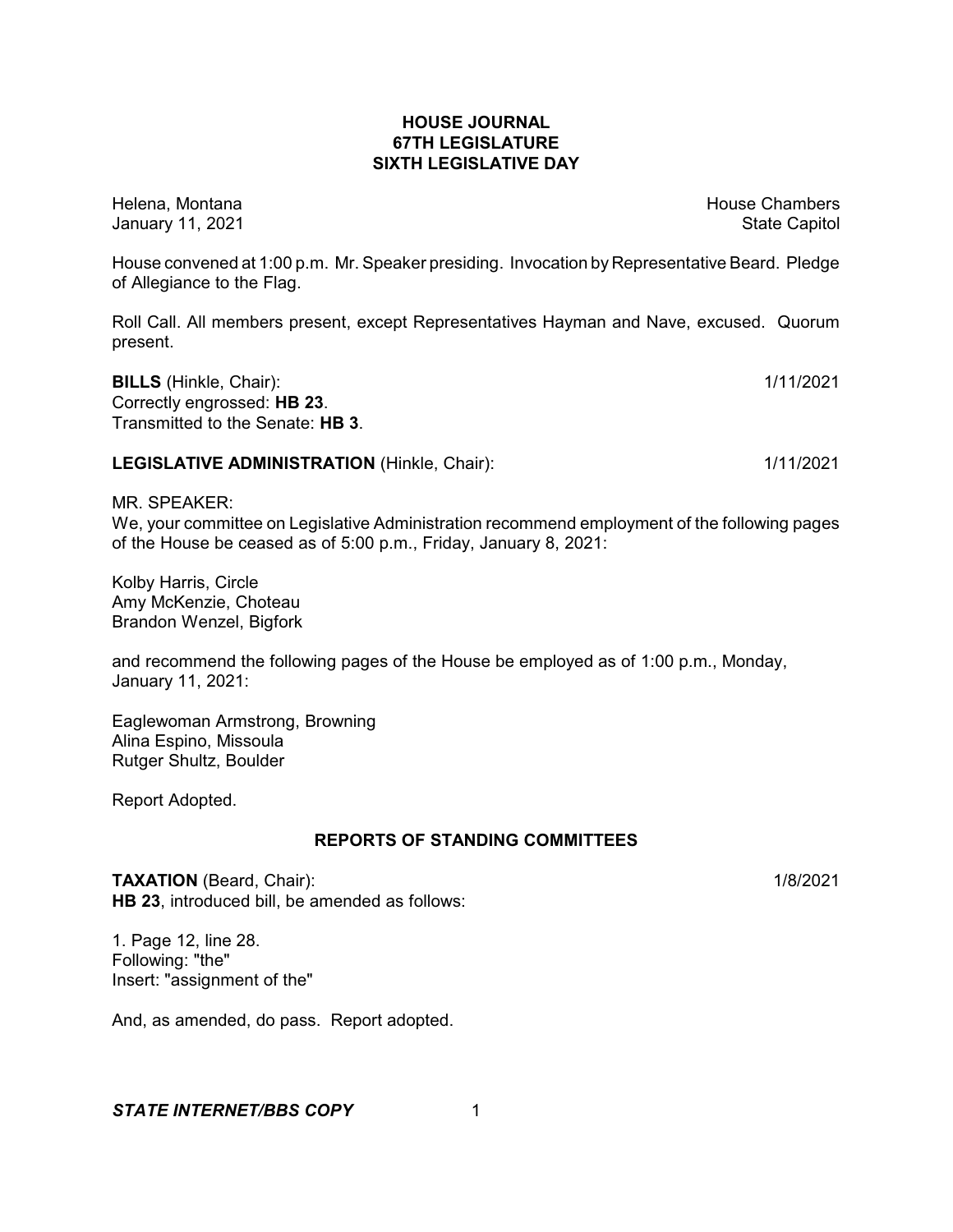# HOUSE JOURNAL
# 67TH LEGISLATURE
# SIXTH LEGISLATIVE DAY

Helena, Montana House Chambers
January 11, 2021 State Capitol

House convened at 1:00 p.m. Mr. Speaker presiding. Invocation by Representative Beard. Pledge of Allegiance to the Flag.

Roll Call. All members present, except Representatives Hayman and Nave, excused. Quorum present.

**BILLS** (Hinkle, Chair): 1/11/2021
Correctly engrossed: **HB 23**.
Transmitted to the Senate: **HB 3**.

**LEGISLATIVE ADMINISTRATION** (Hinkle, Chair): 1/11/2021

MR. SPEAKER:
We, your committee on Legislative Administration recommend employment of the following pages of the House be ceased as of 5:00 p.m., Friday, January 8, 2021:

Kolby Harris, Circle
Amy McKenzie, Choteau
Brandon Wenzel, Bigfork

and recommend the following pages of the House be employed as of 1:00 p.m., Monday, January 11, 2021:

Eaglewoman Armstrong, Browning
Alina Espino, Missoula
Rutger Shultz, Boulder

Report Adopted.

## REPORTS OF STANDING COMMITTEES

**TAXATION** (Beard, Chair): 1/8/2021
**HB 23**, introduced bill, be amended as follows:

1. Page 12, line 28.
Following: "the"
Insert: "assignment of the"

And, as amended, do pass. Report adopted.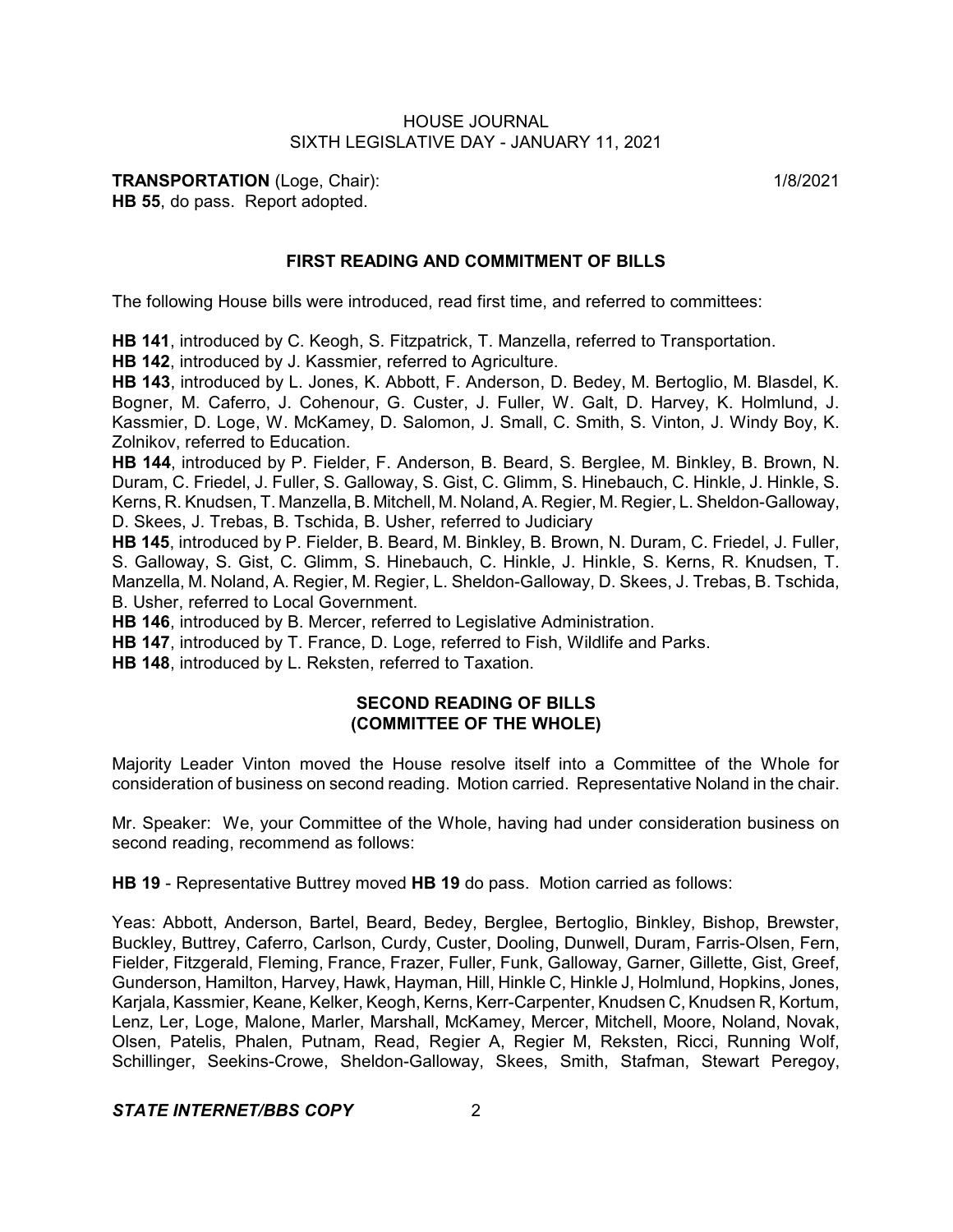**TRANSPORTATION** (Loge, Chair): 1/8/2021
**HB 55**, do pass. Report adopted.

## FIRST READING AND COMMITMENT OF BILLS

The following House bills were introduced, read first time, and referred to committees:

**HB 141**, introduced by C. Keogh, S. Fitzpatrick, T. Manzella, referred to Transportation.
**HB 142**, introduced by J. Kassmier, referred to Agriculture.
**HB 143**, introduced by L. Jones, K. Abbott, F. Anderson, D. Bedey, M. Bertoglio, M. Blasdel, K. Bogner, M. Caferro, J. Cohenour, G. Custer, J. Fuller, W. Galt, D. Harvey, K. Holmlund, J. Kassmier, D. Loge, W. McKamey, D. Salomon, J. Small, C. Smith, S. Vinton, J. Windy Boy, K. Zolnikov, referred to Education.
**HB 144**, introduced by P. Fielder, F. Anderson, B. Beard, S. Berglee, M. Binkley, B. Brown, N. Duram, C. Friedel, J. Fuller, S. Galloway, S. Gist, C. Glimm, S. Hinebauch, C. Hinkle, J. Hinkle, S. Kerns, R. Knudsen, T. Manzella, B. Mitchell, M. Noland, A. Regier, M. Regier, L. Sheldon-Galloway, D. Skees, J. Trebas, B. Tschida, B. Usher, referred to Judiciary
**HB 145**, introduced by P. Fielder, B. Beard, M. Binkley, B. Brown, N. Duram, C. Friedel, J. Fuller, S. Galloway, S. Gist, C. Glimm, S. Hinebauch, C. Hinkle, J. Hinkle, S. Kerns, R. Knudsen, T. Manzella, M. Noland, A. Regier, M. Regier, L. Sheldon-Galloway, D. Skees, J. Trebas, B. Tschida, B. Usher, referred to Local Government.
**HB 146**, introduced by B. Mercer, referred to Legislative Administration.
**HB 147**, introduced by T. France, D. Loge, referred to Fish, Wildlife and Parks.
**HB 148**, introduced by L. Reksten, referred to Taxation.

## SECOND READING OF BILLS (COMMITTEE OF THE WHOLE)

Majority Leader Vinton moved the House resolve itself into a Committee of the Whole for consideration of business on second reading. Motion carried. Representative Noland in the chair.

Mr. Speaker: We, your Committee of the Whole, having had under consideration business on second reading, recommend as follows:

**HB 19** - Representative Buttrey moved **HB 19** do pass. Motion carried as follows:

Yeas: Abbott, Anderson, Bartel, Beard, Bedey, Berglee, Bertoglio, Binkley, Bishop, Brewster, Buckley, Buttrey, Caferro, Carlson, Curdy, Custer, Dooling, Dunwell, Duram, Farris-Olsen, Fern, Fielder, Fitzgerald, Fleming, France, Frazer, Fuller, Funk, Galloway, Garner, Gillette, Gist, Greef, Gunderson, Hamilton, Harvey, Hawk, Hayman, Hill, Hinkle C, Hinkle J, Holmlund, Hopkins, Jones, Karjala, Kassmier, Keane, Kelker, Keogh, Kerns, Kerr-Carpenter, Knudsen C, Knudsen R, Kortum, Lenz, Ler, Loge, Malone, Marler, Marshall, McKamey, Mercer, Mitchell, Moore, Noland, Novak, Olsen, Patelis, Phalen, Putnam, Read, Regier A, Regier M, Reksten, Ricci, Running Wolf, Schillinger, Seekins-Crowe, Sheldon-Galloway, Skees, Smith, Stafman, Stewart Peregoy,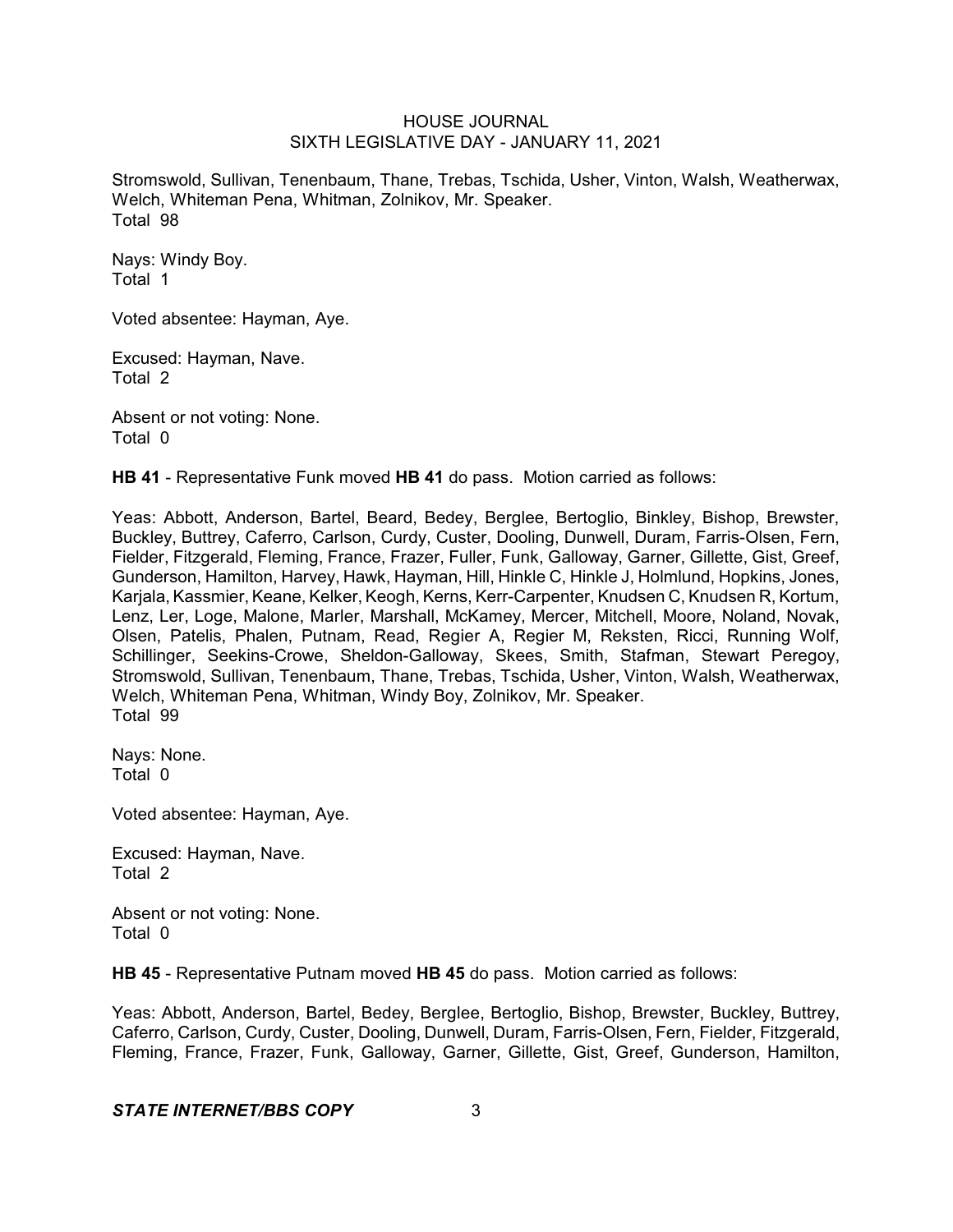Stromswold, Sullivan, Tenenbaum, Thane, Trebas, Tschida, Usher, Vinton, Walsh, Weatherwax, Welch, Whiteman Pena, Whitman, Zolnikov, Mr. Speaker.
Total 98

Nays: Windy Boy.
Total 1

Voted absentee: Hayman, Aye.

Excused: Hayman, Nave.
Total 2

Absent or not voting: None.
Total 0

**HB 41** - Representative Funk moved **HB 41** do pass. Motion carried as follows:

Yeas: Abbott, Anderson, Bartel, Beard, Bedey, Berglee, Bertoglio, Binkley, Bishop, Brewster, Buckley, Buttrey, Caferro, Carlson, Curdy, Custer, Dooling, Dunwell, Duram, Farris-Olsen, Fern, Fielder, Fitzgerald, Fleming, France, Frazer, Fuller, Funk, Galloway, Garner, Gillette, Gist, Greef, Gunderson, Hamilton, Harvey, Hawk, Hayman, Hill, Hinkle C, Hinkle J, Holmlund, Hopkins, Jones, Karjala, Kassmier, Keane, Kelker, Keogh, Kerns, Kerr-Carpenter, Knudsen C, Knudsen R, Kortum, Lenz, Ler, Loge, Malone, Marler, Marshall, McKamey, Mercer, Mitchell, Moore, Noland, Novak, Olsen, Patelis, Phalen, Putnam, Read, Regier A, Regier M, Reksten, Ricci, Running Wolf, Schillinger, Seekins-Crowe, Sheldon-Galloway, Skees, Smith, Stafman, Stewart Peregoy, Stromswold, Sullivan, Tenenbaum, Thane, Trebas, Tschida, Usher, Vinton, Walsh, Weatherwax, Welch, Whiteman Pena, Whitman, Windy Boy, Zolnikov, Mr. Speaker.
Total 99

Nays: None.
Total 0

Voted absentee: Hayman, Aye.

Excused: Hayman, Nave.
Total 2

Absent or not voting: None.
Total 0

**HB 45** - Representative Putnam moved **HB 45** do pass. Motion carried as follows:

Yeas: Abbott, Anderson, Bartel, Bedey, Berglee, Bertoglio, Bishop, Brewster, Buckley, Buttrey, Caferro, Carlson, Curdy, Custer, Dooling, Dunwell, Duram, Farris-Olsen, Fern, Fielder, Fitzgerald, Fleming, France, Frazer, Funk, Galloway, Garner, Gillette, Gist, Greef, Gunderson, Hamilton,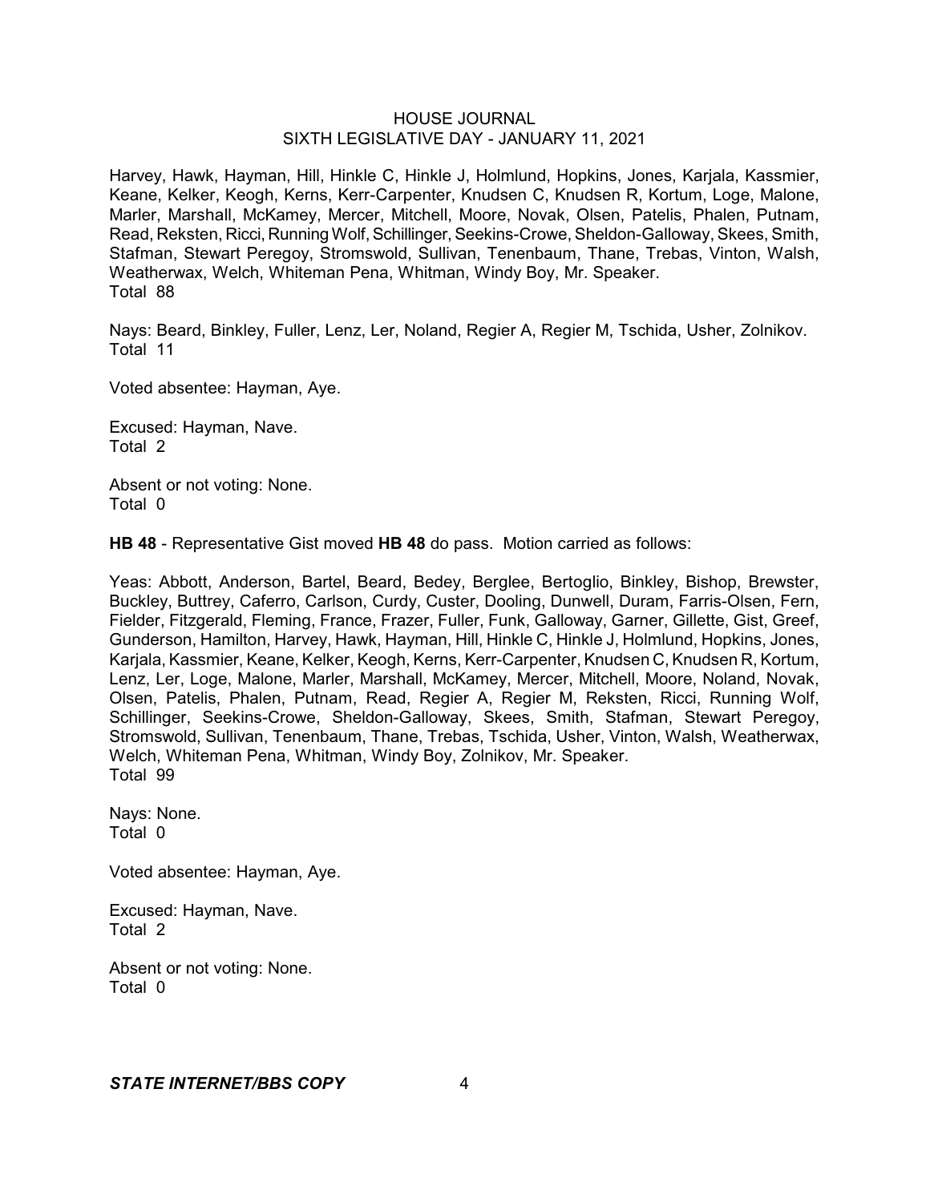Harvey, Hawk, Hayman, Hill, Hinkle C, Hinkle J, Holmlund, Hopkins, Jones, Karjala, Kassmier, Keane, Kelker, Keogh, Kerns, Kerr-Carpenter, Knudsen C, Knudsen R, Kortum, Loge, Malone, Marler, Marshall, McKamey, Mercer, Mitchell, Moore, Novak, Olsen, Patelis, Phalen, Putnam, Read, Reksten, Ricci, Running Wolf, Schillinger, Seekins-Crowe, Sheldon-Galloway, Skees, Smith, Stafman, Stewart Peregoy, Stromswold, Sullivan, Tenenbaum, Thane, Trebas, Vinton, Walsh, Weatherwax, Welch, Whiteman Pena, Whitman, Windy Boy, Mr. Speaker.
Total 88

Nays: Beard, Binkley, Fuller, Lenz, Ler, Noland, Regier A, Regier M, Tschida, Usher, Zolnikov.
Total 11

Voted absentee: Hayman, Aye.

Excused: Hayman, Nave.
Total 2

Absent or not voting: None.
Total 0

**HB 48** - Representative Gist moved **HB 48** do pass. Motion carried as follows:

Yeas: Abbott, Anderson, Bartel, Beard, Bedey, Berglee, Bertoglio, Binkley, Bishop, Brewster, Buckley, Buttrey, Caferro, Carlson, Curdy, Custer, Dooling, Dunwell, Duram, Farris-Olsen, Fern, Fielder, Fitzgerald, Fleming, France, Frazer, Fuller, Funk, Galloway, Garner, Gillette, Gist, Greef, Gunderson, Hamilton, Harvey, Hawk, Hayman, Hill, Hinkle C, Hinkle J, Holmlund, Hopkins, Jones, Karjala, Kassmier, Keane, Kelker, Keogh, Kerns, Kerr-Carpenter, Knudsen C, Knudsen R, Kortum, Lenz, Ler, Loge, Malone, Marler, Marshall, McKamey, Mercer, Mitchell, Moore, Noland, Novak, Olsen, Patelis, Phalen, Putnam, Read, Regier A, Regier M, Reksten, Ricci, Running Wolf, Schillinger, Seekins-Crowe, Sheldon-Galloway, Skees, Smith, Stafman, Stewart Peregoy, Stromswold, Sullivan, Tenenbaum, Thane, Trebas, Tschida, Usher, Vinton, Walsh, Weatherwax, Welch, Whiteman Pena, Whitman, Windy Boy, Zolnikov, Mr. Speaker.
Total 99

Nays: None.
Total 0

Voted absentee: Hayman, Aye.

Excused: Hayman, Nave.
Total 2

Absent or not voting: None.
Total 0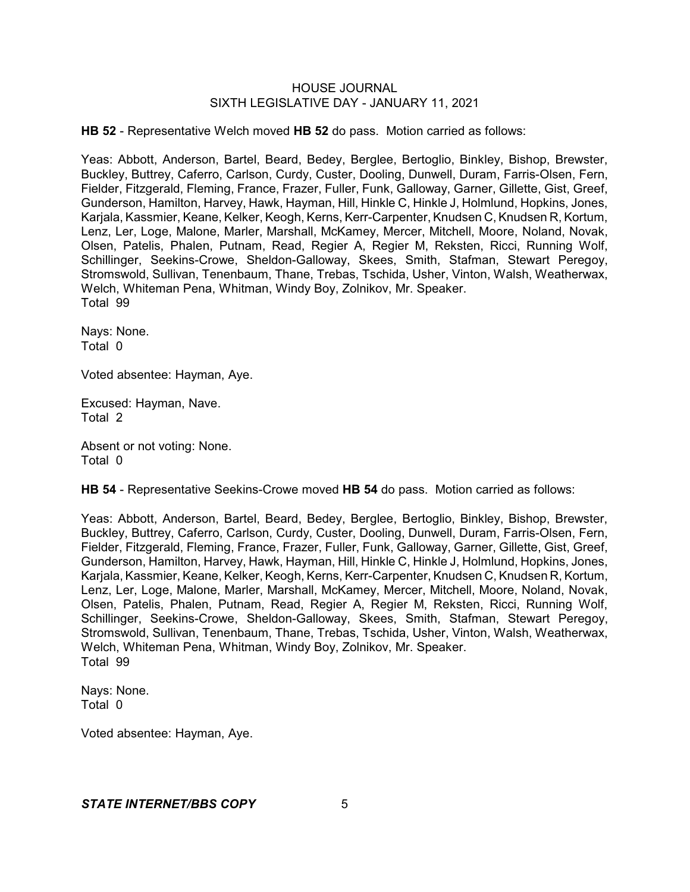**HB 52** - Representative Welch moved **HB 52** do pass. Motion carried as follows:

Yeas: Abbott, Anderson, Bartel, Beard, Bedey, Berglee, Bertoglio, Binkley, Bishop, Brewster, Buckley, Buttrey, Caferro, Carlson, Curdy, Custer, Dooling, Dunwell, Duram, Farris-Olsen, Fern, Fielder, Fitzgerald, Fleming, France, Frazer, Fuller, Funk, Galloway, Garner, Gillette, Gist, Greef, Gunderson, Hamilton, Harvey, Hawk, Hayman, Hill, Hinkle C, Hinkle J, Holmlund, Hopkins, Jones, Karjala, Kassmier, Keane, Kelker, Keogh, Kerns, Kerr-Carpenter, Knudsen C, Knudsen R, Kortum, Lenz, Ler, Loge, Malone, Marler, Marshall, McKamey, Mercer, Mitchell, Moore, Noland, Novak, Olsen, Patelis, Phalen, Putnam, Read, Regier A, Regier M, Reksten, Ricci, Running Wolf, Schillinger, Seekins-Crowe, Sheldon-Galloway, Skees, Smith, Stafman, Stewart Peregoy, Stromswold, Sullivan, Tenenbaum, Thane, Trebas, Tschida, Usher, Vinton, Walsh, Weatherwax, Welch, Whiteman Pena, Whitman, Windy Boy, Zolnikov, Mr. Speaker.
Total 99

Nays: None.
Total 0

Voted absentee: Hayman, Aye.

Excused: Hayman, Nave.
Total 2

Absent or not voting: None.
Total 0

**HB 54** - Representative Seekins-Crowe moved **HB 54** do pass. Motion carried as follows:

Yeas: Abbott, Anderson, Bartel, Beard, Bedey, Berglee, Bertoglio, Binkley, Bishop, Brewster, Buckley, Buttrey, Caferro, Carlson, Curdy, Custer, Dooling, Dunwell, Duram, Farris-Olsen, Fern, Fielder, Fitzgerald, Fleming, France, Frazer, Fuller, Funk, Galloway, Garner, Gillette, Gist, Greef, Gunderson, Hamilton, Harvey, Hawk, Hayman, Hill, Hinkle C, Hinkle J, Holmlund, Hopkins, Jones, Karjala, Kassmier, Keane, Kelker, Keogh, Kerns, Kerr-Carpenter, Knudsen C, Knudsen R, Kortum, Lenz, Ler, Loge, Malone, Marler, Marshall, McKamey, Mercer, Mitchell, Moore, Noland, Novak, Olsen, Patelis, Phalen, Putnam, Read, Regier A, Regier M, Reksten, Ricci, Running Wolf, Schillinger, Seekins-Crowe, Sheldon-Galloway, Skees, Smith, Stafman, Stewart Peregoy, Stromswold, Sullivan, Tenenbaum, Thane, Trebas, Tschida, Usher, Vinton, Walsh, Weatherwax, Welch, Whiteman Pena, Whitman, Windy Boy, Zolnikov, Mr. Speaker.
Total 99

Nays: None.
Total 0

Voted absentee: Hayman, Aye.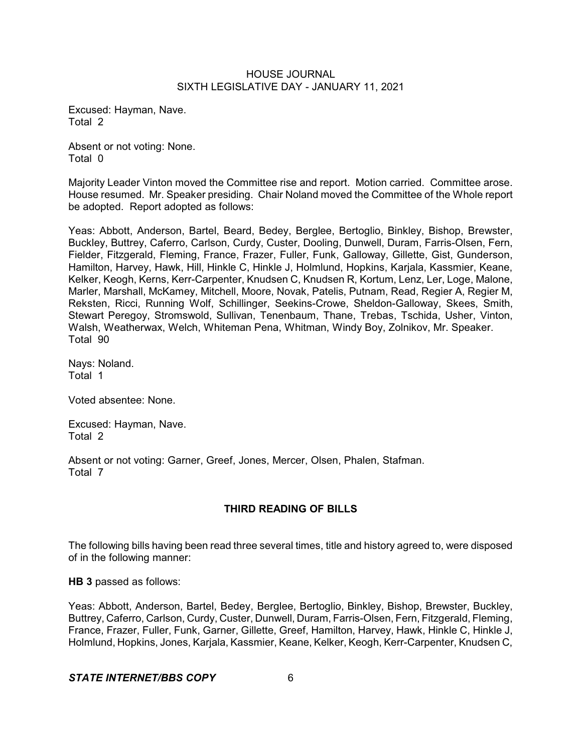Excused: Hayman, Nave.
Total 2

Absent or not voting: None.
Total 0

Majority Leader Vinton moved the Committee rise and report. Motion carried. Committee arose. House resumed. Mr. Speaker presiding. Chair Noland moved the Committee of the Whole report be adopted. Report adopted as follows:

Yeas: Abbott, Anderson, Bartel, Beard, Bedey, Berglee, Bertoglio, Binkley, Bishop, Brewster, Buckley, Buttrey, Caferro, Carlson, Curdy, Custer, Dooling, Dunwell, Duram, Farris-Olsen, Fern, Fielder, Fitzgerald, Fleming, France, Frazer, Fuller, Funk, Galloway, Gillette, Gist, Gunderson, Hamilton, Harvey, Hawk, Hill, Hinkle C, Hinkle J, Holmlund, Hopkins, Karjala, Kassmier, Keane, Kelker, Keogh, Kerns, Kerr-Carpenter, Knudsen C, Knudsen R, Kortum, Lenz, Ler, Loge, Malone, Marler, Marshall, McKamey, Mitchell, Moore, Novak, Patelis, Putnam, Read, Regier A, Regier M, Reksten, Ricci, Running Wolf, Schillinger, Seekins-Crowe, Sheldon-Galloway, Skees, Smith, Stewart Peregoy, Stromswold, Sullivan, Tenenbaum, Thane, Trebas, Tschida, Usher, Vinton, Walsh, Weatherwax, Welch, Whiteman Pena, Whitman, Windy Boy, Zolnikov, Mr. Speaker.
Total 90

Nays: Noland.
Total 1

Voted absentee: None.

Excused: Hayman, Nave.
Total 2

Absent or not voting: Garner, Greef, Jones, Mercer, Olsen, Phalen, Stafman.
Total 7

## THIRD READING OF BILLS

The following bills having been read three several times, title and history agreed to, were disposed of in the following manner:

**HB 3** passed as follows:

Yeas: Abbott, Anderson, Bartel, Bedey, Berglee, Bertoglio, Binkley, Bishop, Brewster, Buckley, Buttrey, Caferro, Carlson, Curdy, Custer, Dunwell, Duram, Farris-Olsen, Fern, Fitzgerald, Fleming, France, Frazer, Fuller, Funk, Garner, Gillette, Greef, Hamilton, Harvey, Hawk, Hinkle C, Hinkle J, Holmlund, Hopkins, Jones, Karjala, Kassmier, Keane, Kelker, Keogh, Kerr-Carpenter, Knudsen C,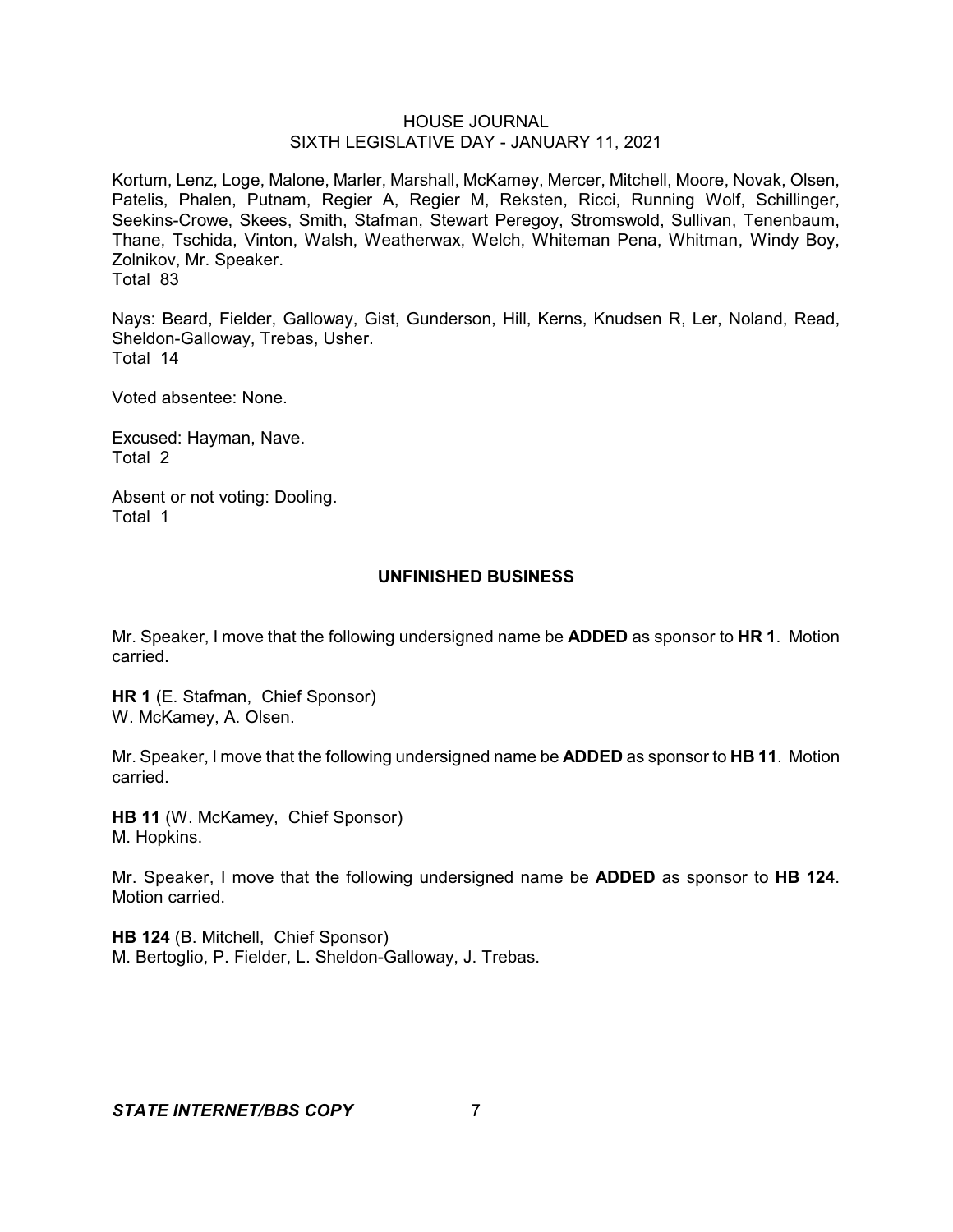Kortum, Lenz, Loge, Malone, Marler, Marshall, McKamey, Mercer, Mitchell, Moore, Novak, Olsen, Patelis, Phalen, Putnam, Regier A, Regier M, Reksten, Ricci, Running Wolf, Schillinger, Seekins-Crowe, Skees, Smith, Stafman, Stewart Peregoy, Stromswold, Sullivan, Tenenbaum, Thane, Tschida, Vinton, Walsh, Weatherwax, Welch, Whiteman Pena, Whitman, Windy Boy, Zolnikov, Mr. Speaker.
Total 83

Nays: Beard, Fielder, Galloway, Gist, Gunderson, Hill, Kerns, Knudsen R, Ler, Noland, Read, Sheldon-Galloway, Trebas, Usher.
Total 14

Voted absentee: None.

Excused: Hayman, Nave.
Total 2

Absent or not voting: Dooling.
Total 1

## UNFINISHED BUSINESS

Mr. Speaker, I move that the following undersigned name be **ADDED** as sponsor to **HR 1**. Motion carried.

**HR 1** (E. Stafman, Chief Sponsor)
W. McKamey, A. Olsen.

Mr. Speaker, I move that the following undersigned name be **ADDED** as sponsor to **HB 11**. Motion carried.

**HB 11** (W. McKamey, Chief Sponsor)
M. Hopkins.

Mr. Speaker, I move that the following undersigned name be **ADDED** as sponsor to **HB 124**. Motion carried.

**HB 124** (B. Mitchell, Chief Sponsor)
M. Bertoglio, P. Fielder, L. Sheldon-Galloway, J. Trebas.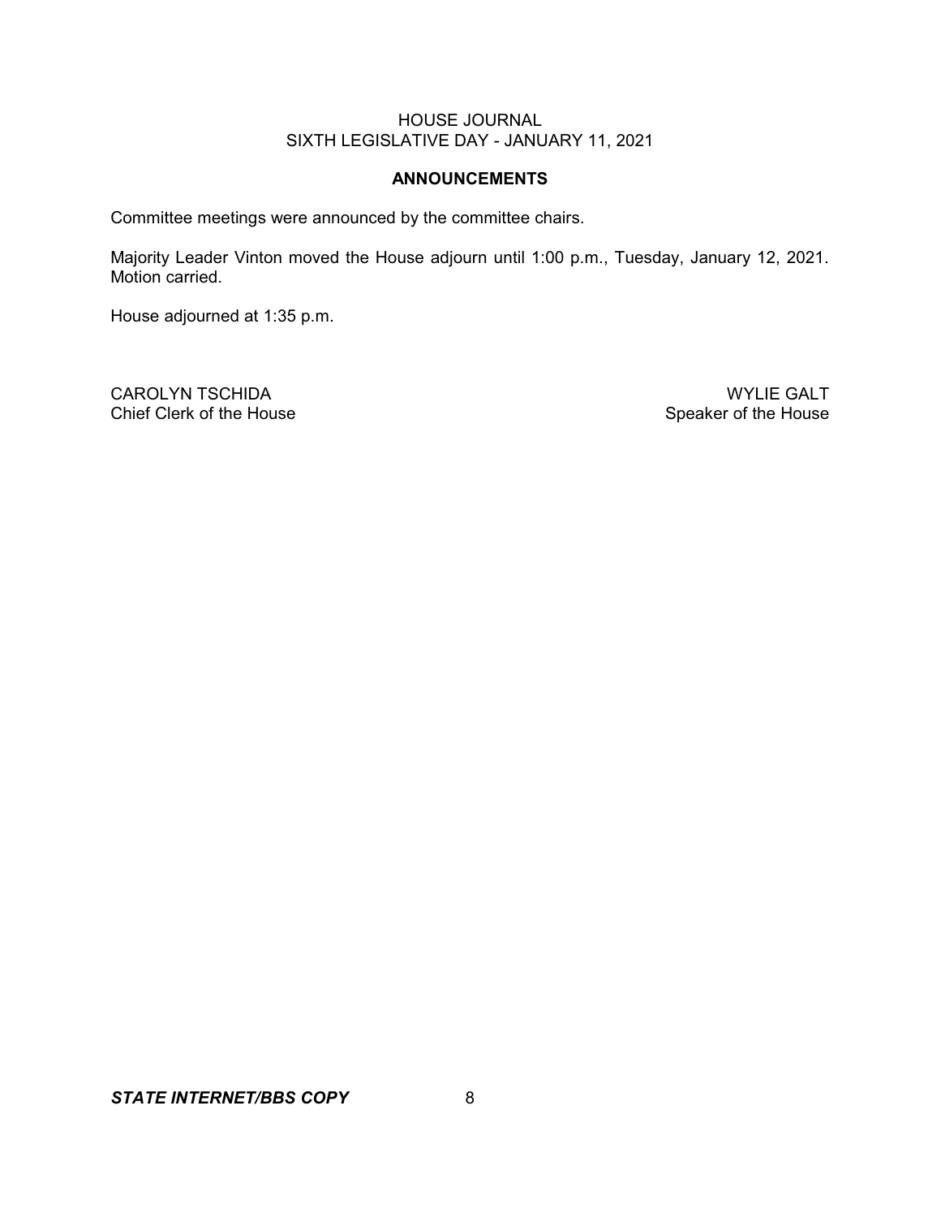## ANNOUNCEMENTS

Committee meetings were announced by the committee chairs.

Majority Leader Vinton moved the House adjourn until 1:00 p.m., Tuesday, January 12, 2021. Motion carried.

House adjourned at 1:35 p.m.

CAROLYN TSCHIDA
Chief Clerk of the House

WYLIE GALT
Speaker of the House